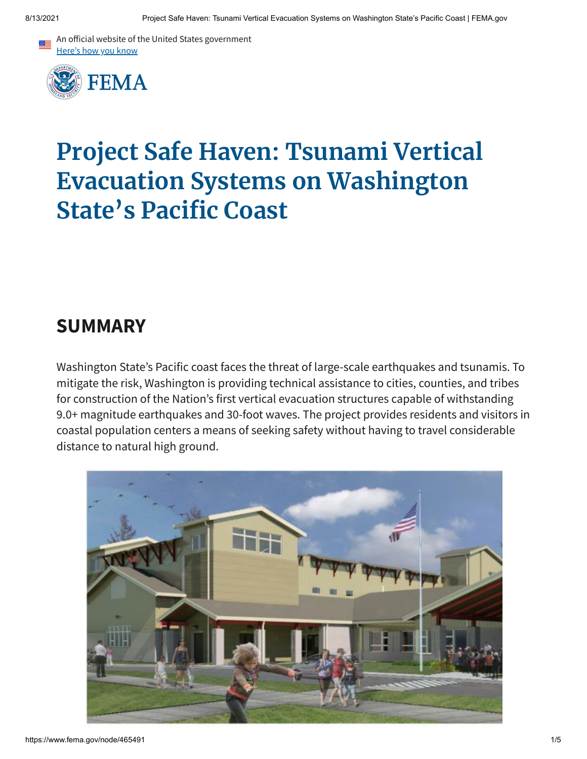An official website of the United States government
Here's how you know

FEMA

# Project Safe Haven: Tsunami Vertical Evacuation Systems on Washington State's Pacific Coast

## SUMMARY

Washington State's Pacific coast faces the threat of large-scale earthquakes and tsunamis. To mitigate the risk, Washington is providing technical assistance to cities, counties, and tribes for construction of the Nation's first vertical evacuation structures capable of withstanding 9.0+ magnitude earthquakes and 30-foot waves. The project provides residents and visitors in coastal population centers a means of seeking safety without having to travel considerable distance to natural high ground.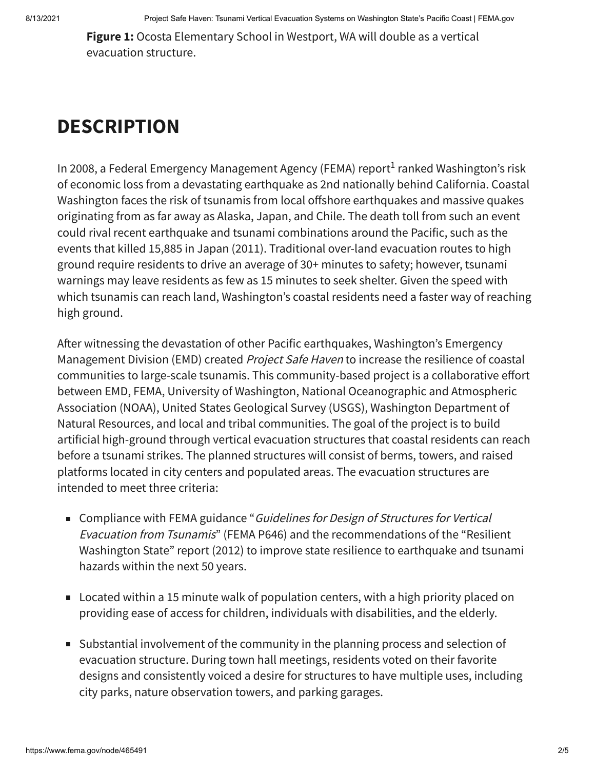**Figure 1:** Ocosta Elementary School in Westport, WA will double as a vertical evacuation structure.

## DESCRIPTION

In 2008, a Federal Emergency Management Agency (FEMA) report[1] ranked Washington's risk of economic loss from a devastating earthquake as 2nd nationally behind California. Coastal Washington faces the risk of tsunamis from local offshore earthquakes and massive quakes originating from as far away as Alaska, Japan, and Chile. The death toll from such an event could rival recent earthquake and tsunami combinations around the Pacific, such as the events that killed 15,885 in Japan (2011). Traditional over-land evacuation routes to high ground require residents to drive an average of 30+ minutes to safety; however, tsunami warnings may leave residents as few as 15 minutes to seek shelter. Given the speed with which tsunamis can reach land, Washington's coastal residents need a faster way of reaching high ground.

After witnessing the devastation of other Pacific earthquakes, Washington's Emergency Management Division (EMD) created *Project Safe Haven* to increase the resilience of coastal communities to large-scale tsunamis. This community-based project is a collaborative effort between EMD, FEMA, University of Washington, National Oceanographic and Atmospheric Association (NOAA), United States Geological Survey (USGS), Washington Department of Natural Resources, and local and tribal communities. The goal of the project is to build artificial high-ground through vertical evacuation structures that coastal residents can reach before a tsunami strikes. The planned structures will consist of berms, towers, and raised platforms located in city centers and populated areas. The evacuation structures are intended to meet three criteria:

- Compliance with FEMA guidance "*Guidelines for Design of Structures for Vertical Evacuation from Tsunamis*" (FEMA P646) and the recommendations of the "Resilient Washington State" report (2012) to improve state resilience to earthquake and tsunami hazards within the next 50 years.
- Located within a 15 minute walk of population centers, with a high priority placed on providing ease of access for children, individuals with disabilities, and the elderly.
- Substantial involvement of the community in the planning process and selection of evacuation structure. During town hall meetings, residents voted on their favorite designs and consistently voiced a desire for structures to have multiple uses, including city parks, nature observation towers, and parking garages.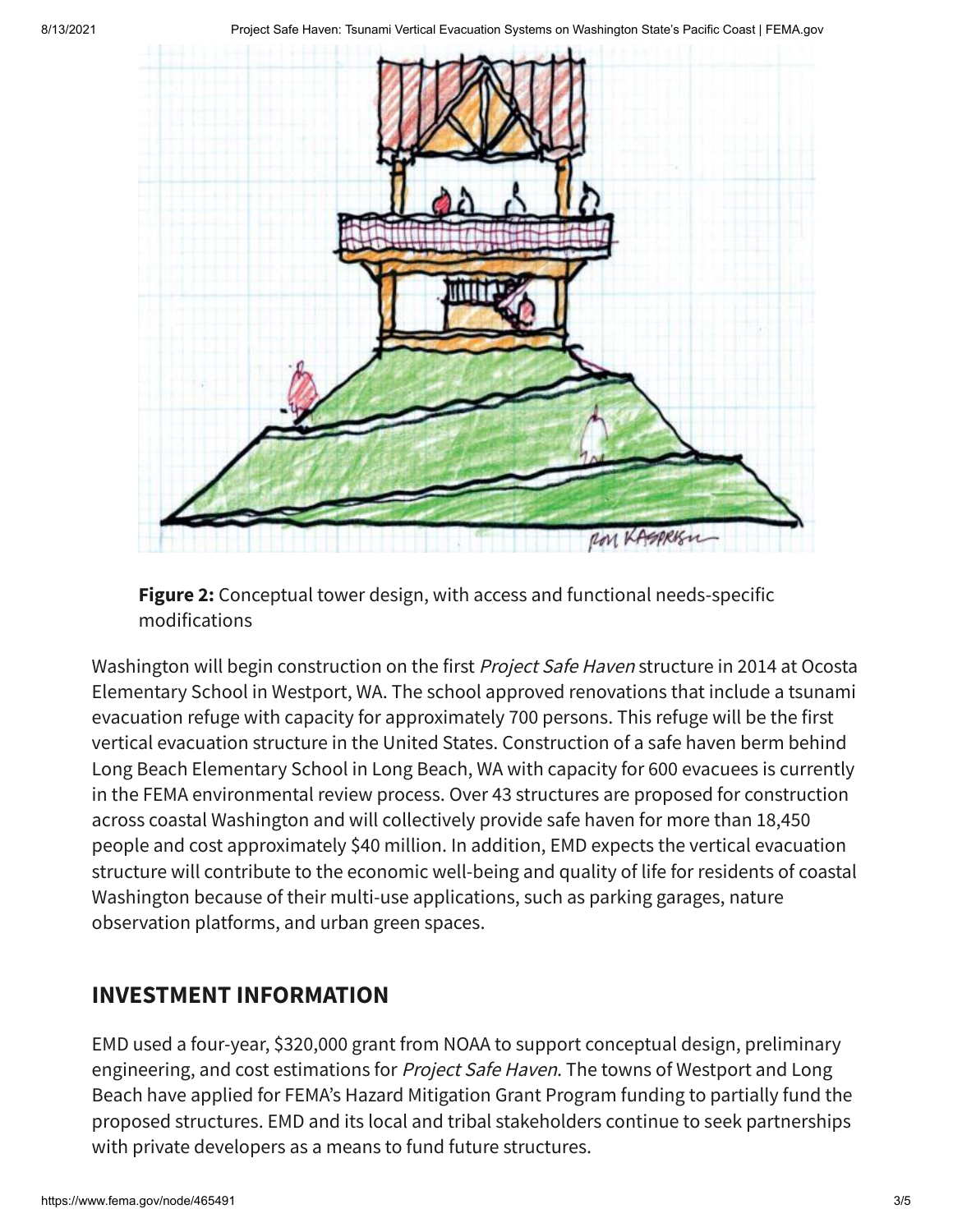**Figure 2:** Conceptual tower design, with access and functional needs-specific modifications

Washington will begin construction on the first *Project Safe Haven* structure in 2014 at Ocosta Elementary School in Westport, WA. The school approved renovations that include a tsunami evacuation refuge with capacity for approximately 700 persons. This refuge will be the first vertical evacuation structure in the United States. Construction of a safe haven berm behind Long Beach Elementary School in Long Beach, WA with capacity for 600 evacuees is currently in the FEMA environmental review process. Over 43 structures are proposed for construction across coastal Washington and will collectively provide safe haven for more than 18,450 people and cost approximately $40 million. In addition, EMD expects the vertical evacuation structure will contribute to the economic well-being and quality of life for residents of coastal Washington because of their multi-use applications, such as parking garages, nature observation platforms, and urban green spaces.

## INVESTMENT INFORMATION

EMD used a four-year, $320,000 grant from NOAA to support conceptual design, preliminary engineering, and cost estimations for *Project Safe Haven*. The towns of Westport and Long Beach have applied for FEMA's Hazard Mitigation Grant Program funding to partially fund the proposed structures. EMD and its local and tribal stakeholders continue to seek partnerships with private developers as a means to fund future structures.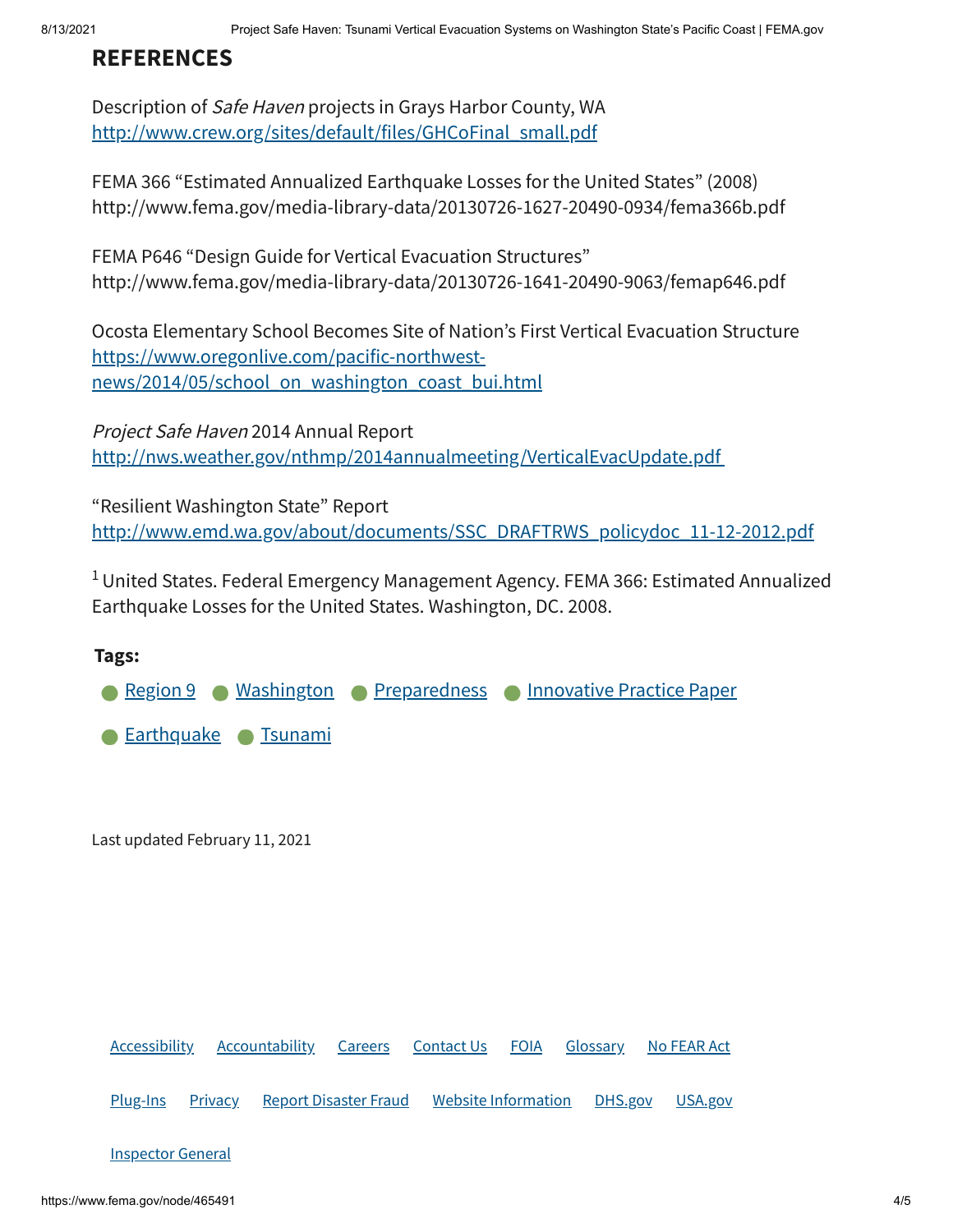## REFERENCES

Description of *Safe Haven* projects in Grays Harbor County, WA
http://www.crew.org/sites/default/files/GHCoFinal_small.pdf

FEMA 366 "Estimated Annualized Earthquake Losses for the United States" (2008)
http://www.fema.gov/media-library-data/20130726-1627-20490-0934/fema366b.pdf

FEMA P646 "Design Guide for Vertical Evacuation Structures"
http://www.fema.gov/media-library-data/20130726-1641-20490-9063/femap646.pdf

Ocosta Elementary School Becomes Site of Nation's First Vertical Evacuation Structure
https://www.oregonlive.com/pacific-northwest-news/2014/05/school_on_washington_coast_bui.html

*Project Safe Haven* 2014 Annual Report
http://nws.weather.gov/nthmp/2014annualmeeting/VerticalEvacUpdate.pdf

"Resilient Washington State" Report
http://www.emd.wa.gov/about/documents/SSC_DRAFTRWS_policydoc_11-12-2012.pdf

[1] United States. Federal Emergency Management Agency. FEMA 366: Estimated Annualized Earthquake Losses for the United States. Washington, DC. 2008.

**Tags:**

- Region 9
- Washington
- Preparedness
- Innovative Practice Paper
- Earthquake
- Tsunami

Last updated February 11, 2021

Accessibility | Accountability | Careers | Contact Us | FOIA | Glossary | No FEAR Act

Plug-Ins | Privacy | Report Disaster Fraud | Website Information | DHS.gov | USA.gov

Inspector General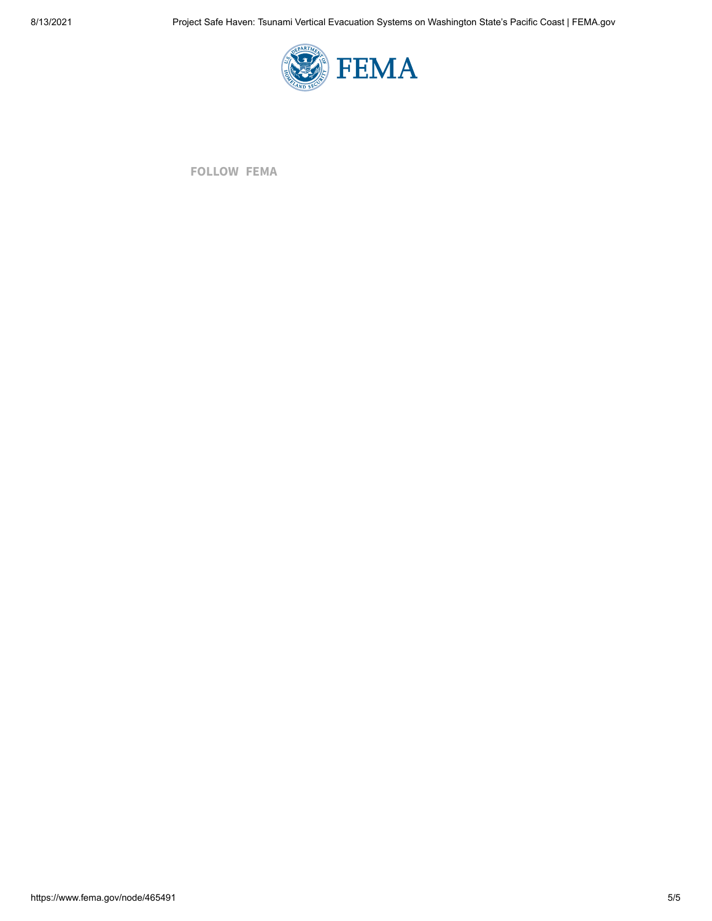FEMA

FOLLOW FEMA